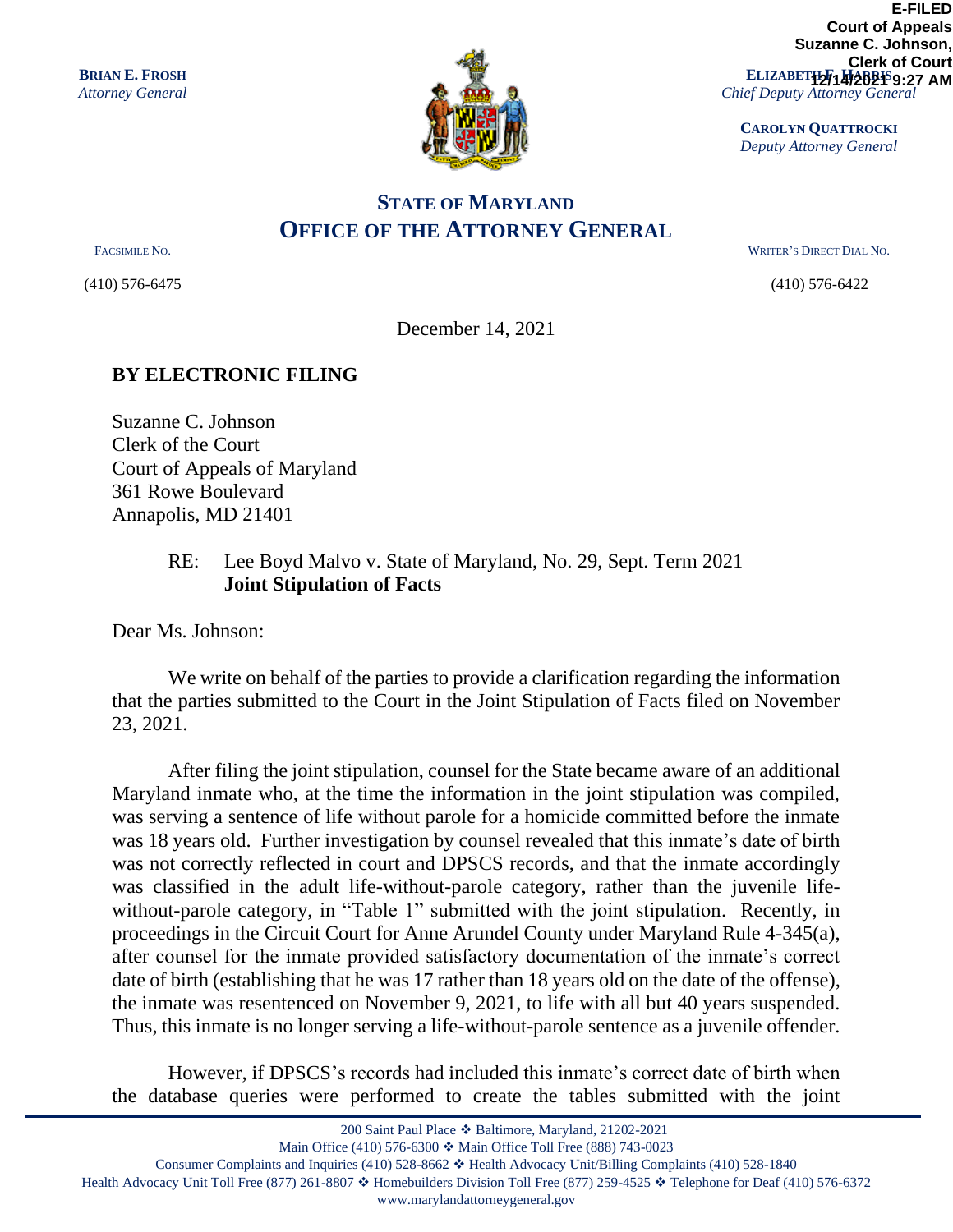E-FILED
Court of Appeals
Suzanne C. Johnson,
Clerk of Court
12/14/2021 9:27 AM

**BRIAN E. FROSH**
*Attorney General*

**ELIZABETH F. HARRIS**
*Chief Deputy Attorney General*

**CAROLYN QUATTROCKI**
*Deputy Attorney General*

## STATE OF MARYLAND
## OFFICE OF THE ATTORNEY GENERAL

FACSIMILE NO.
(410) 576-6475

WRITER'S DIRECT DIAL NO.
(410) 576-6422

December 14, 2021

**BY ELECTRONIC FILING**

Suzanne C. Johnson
Clerk of the Court
Court of Appeals of Maryland
361 Rowe Boulevard
Annapolis, MD 21401

RE: Lee Boyd Malvo v. State of Maryland, No. 29, Sept. Term 2021
**Joint Stipulation of Facts**

Dear Ms. Johnson:

We write on behalf of the parties to provide a clarification regarding the information that the parties submitted to the Court in the Joint Stipulation of Facts filed on November 23, 2021.

After filing the joint stipulation, counsel for the State became aware of an additional Maryland inmate who, at the time the information in the joint stipulation was compiled, was serving a sentence of life without parole for a homicide committed before the inmate was 18 years old. Further investigation by counsel revealed that this inmate's date of birth was not correctly reflected in court and DPSCS records, and that the inmate accordingly was classified in the adult life-without-parole category, rather than the juvenile life-without-parole category, in "Table 1" submitted with the joint stipulation. Recently, in proceedings in the Circuit Court for Anne Arundel County under Maryland Rule 4-345(a), after counsel for the inmate provided satisfactory documentation of the inmate's correct date of birth (establishing that he was 17 rather than 18 years old on the date of the offense), the inmate was resentenced on November 9, 2021, to life with all but 40 years suspended. Thus, this inmate is no longer serving a life-without-parole sentence as a juvenile offender.

However, if DPSCS's records had included this inmate's correct date of birth when the database queries were performed to create the tables submitted with the joint

200 Saint Paul Place ❖ Baltimore, Maryland, 21202-2021
Main Office (410) 576-6300 ❖ Main Office Toll Free (888) 743-0023
Consumer Complaints and Inquiries (410) 528-8662 ❖ Health Advocacy Unit/Billing Complaints (410) 528-1840
Health Advocacy Unit Toll Free (877) 261-8807 ❖ Homebuilders Division Toll Free (877) 259-4525 ❖ Telephone for Deaf (410) 576-6372
www.marylandattorneygeneral.gov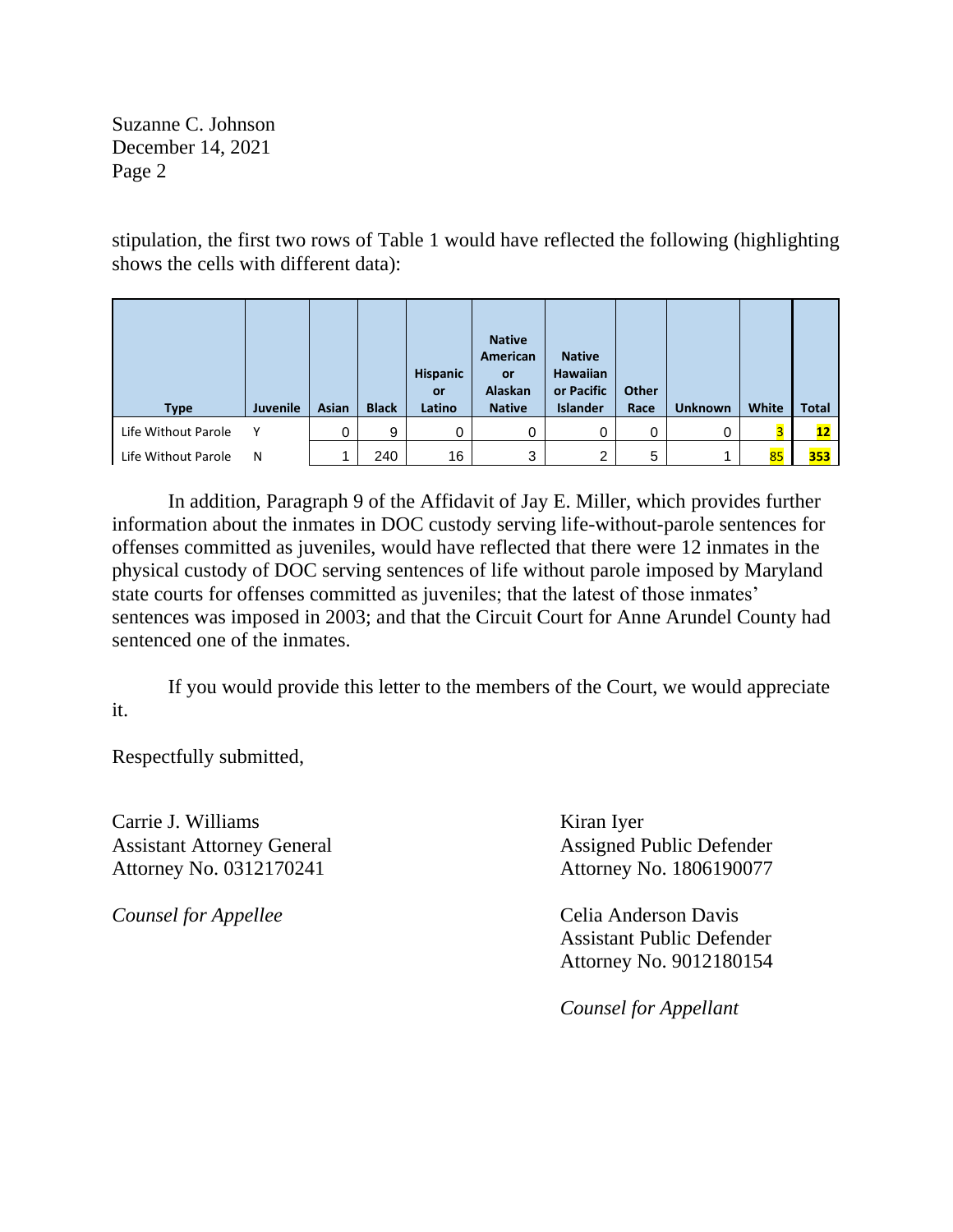Suzanne C. Johnson
December 14, 2021
Page 2

stipulation, the first two rows of Table 1 would have reflected the following (highlighting shows the cells with different data):

| Type | Juvenile | Asian | Black | Hispanic or Latino | Native American or Alaskan Native | Native Hawaiian or Pacific Islander | Other Race | Unknown | White | Total |
|---|---|---|---|---|---|---|---|---|---|---|
| Life Without Parole | Y | 0 | 9 | 0 | 0 | 0 | 0 | 0 | 3 | **12** |
| Life Without Parole | N | 1 | 240 | 16 | 3 | 2 | 5 | 1 | 85 | **353** |

In addition, Paragraph 9 of the Affidavit of Jay E. Miller, which provides further information about the inmates in DOC custody serving life-without-parole sentences for offenses committed as juveniles, would have reflected that there were 12 inmates in the physical custody of DOC serving sentences of life without parole imposed by Maryland state courts for offenses committed as juveniles; that the latest of those inmates' sentences was imposed in 2003; and that the Circuit Court for Anne Arundel County had sentenced one of the inmates.

If you would provide this letter to the members of the Court, we would appreciate it.

Respectfully submitted,

Carrie J. Williams
Assistant Attorney General
Attorney No. 0312170241

*Counsel for Appellee*

Kiran Iyer
Assigned Public Defender
Attorney No. 1806190077

Celia Anderson Davis
Assistant Public Defender
Attorney No. 9012180154

*Counsel for Appellant*